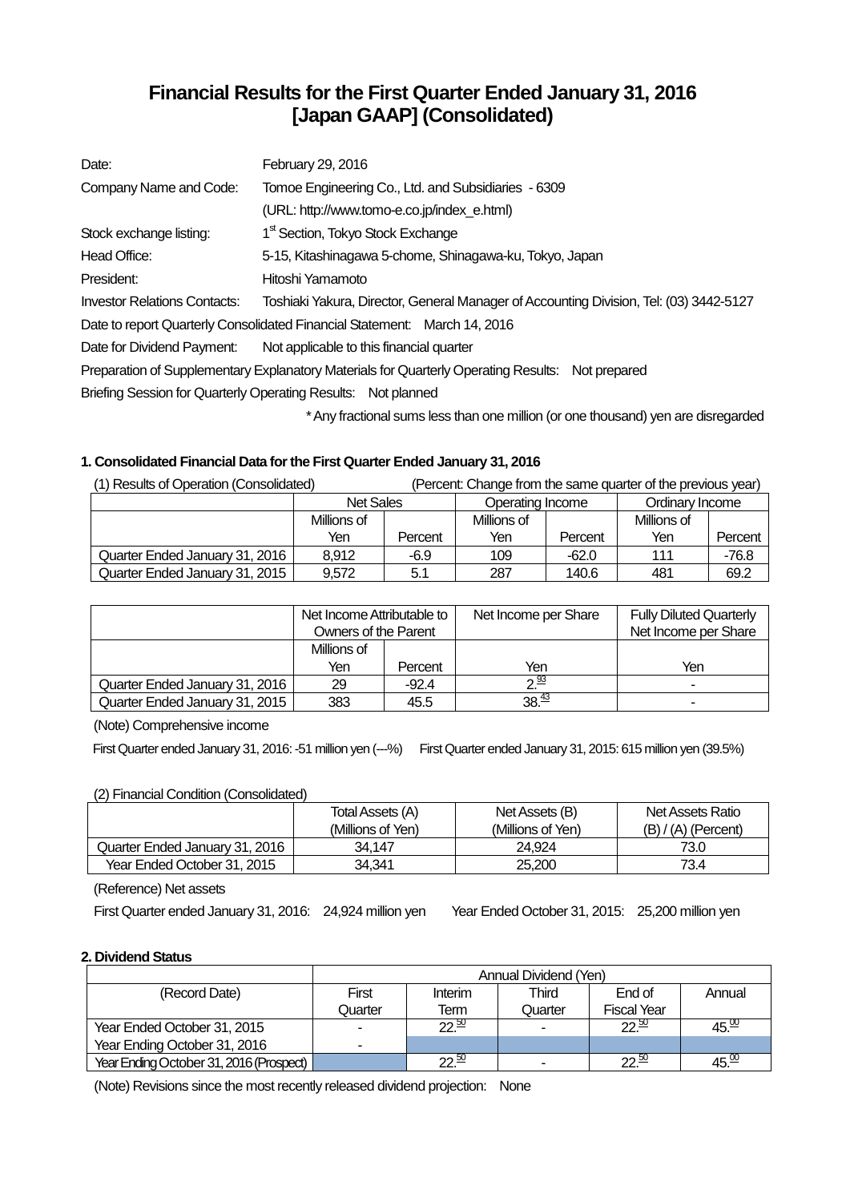# Financial Results for the First Quarter Ended January 31, 2016 [Japan GAAP] (Consolidated)

| | |
|---|---|
| Date: | February 29, 2016 |
| Company Name and Code: | Tomoe Engineering Co., Ltd. and Subsidiaries - 6309 |
| | (URL: http://www.tomo-e.co.jp/index_e.html) |
| Stock exchange listing: | 1st Section, Tokyo Stock Exchange |
| Head Office: | 5-15, Kitashinagawa 5-chome, Shinagawa-ku, Tokyo, Japan |
| President: | Hitoshi Yamamoto |
| Investor Relations Contacts: | Toshiaki Yakura, Director, General Manager of Accounting Division, Tel: (03) 3442-5127 |

Date to report Quarterly Consolidated Financial Statement: March 14, 2016

Date for Dividend Payment: Not applicable to this financial quarter

Preparation of Supplementary Explanatory Materials for Quarterly Operating Results: Not prepared

Briefing Session for Quarterly Operating Results: Not planned

\* Any fractional sums less than one million (or one thousand) yen are disregarded

### 1. Consolidated Financial Data for the First Quarter Ended January 31, 2016

(1) Results of Operation (Consolidated) (Percent: Change from the same quarter of the previous year)

| | Net Sales | | Operating Income | | Ordinary Income | |
|---|---|---|---|---|---|---|
| | Millions of Yen | Percent | Millions of Yen | Percent | Millions of Yen | Percent |
| Quarter Ended January 31, 2016 | 8,912 | -6.9 | 109 | -62.0 | 111 | -76.8 |
| Quarter Ended January 31, 2015 | 9,572 | 5.1 | 287 | 140.6 | 481 | 69.2 |

| | Net Income Attributable to Owners of the Parent | | Net Income per Share | Fully Diluted Quarterly Net Income per Share |
|---|---|---|---|---|
| | Millions of Yen | Percent | Yen | Yen |
| Quarter Ended January 31, 2016 | 29 | -92.4 | 2.93 | - |
| Quarter Ended January 31, 2015 | 383 | 45.5 | 38.43 | - |

(Note) Comprehensive income

First Quarter ended January 31, 2016: -51 million yen (---%) First Quarter ended January 31, 2015: 615 million yen (39.5%)

(2) Financial Condition (Consolidated)

| | Total Assets (A) (Millions of Yen) | Net Assets (B) (Millions of Yen) | Net Assets Ratio (B) / (A) (Percent) |
|---|---|---|---|
| Quarter Ended January 31, 2016 | 34,147 | 24,924 | 73.0 |
| Year Ended October 31, 2015 | 34,341 | 25,200 | 73.4 |

(Reference) Net assets

First Quarter ended January 31, 2016: 24,924 million yen Year Ended October 31, 2015: 25,200 million yen

### 2. Dividend Status

| | Annual Dividend (Yen) | | | | |
|---|---|---|---|---|---|
| (Record Date) | First Quarter | Interim Term | Third Quarter | End of Fiscal Year | Annual |
| Year Ended October 31, 2015 | - | 22.50 | - | 22.50 | 45.00 |
| Year Ending October 31, 2016 | - | | | | |
| Year Ending October 31, 2016 (Prospect) | | 22.50 | - | 22.50 | 45.00 |

(Note) Revisions since the most recently released dividend projection: None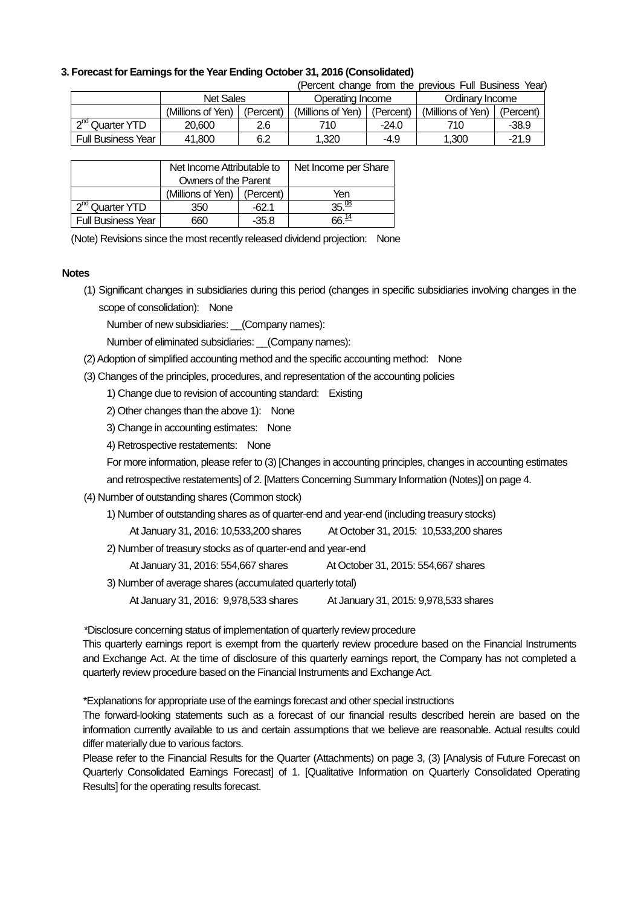### 3. Forecast for Earnings for the Year Ending October 31, 2016 (Consolidated)

(Percent change from the previous Full Business Year)

| | Net Sales | | Operating Income | | Ordinary Income | |
|---|---|---|---|---|---|---|
| | (Millions of Yen) | (Percent) | (Millions of Yen) | (Percent) | (Millions of Yen) | (Percent) |
| 2nd Quarter YTD | 20,600 | 2.6 | 710 | -24.0 | 710 | -38.9 |
| Full Business Year | 41,800 | 6.2 | 1,320 | -4.9 | 1,300 | -21.9 |

| | Net Income Attributable to Owners of the Parent | | Net Income per Share |
|---|---|---|---|
| | (Millions of Yen) | (Percent) | Yen |
| 2nd Quarter YTD | 350 | -62.1 | 35.08 |
| Full Business Year | 660 | -35.8 | 66.14 |

(Note) Revisions since the most recently released dividend projection: None

**Notes**

(1) Significant changes in subsidiaries during this period (changes in specific subsidiaries involving changes in the scope of consolidation): None

Number of new subsidiaries: __(Company names):

Number of eliminated subsidiaries: __(Company names):

(2) Adoption of simplified accounting method and the specific accounting method: None

(3) Changes of the principles, procedures, and representation of the accounting policies

1) Change due to revision of accounting standard: Existing

2) Other changes than the above 1): None

3) Change in accounting estimates: None

4) Retrospective restatements: None

For more information, please refer to (3) [Changes in accounting principles, changes in accounting estimates and retrospective restatements] of 2. [Matters Concerning Summary Information (Notes)] on page 4.

(4) Number of outstanding shares (Common stock)

1) Number of outstanding shares as of quarter-end and year-end (including treasury stocks)

At January 31, 2016: 10,533,200 shares At October 31, 2015: 10,533,200 shares

2) Number of treasury stocks as of quarter-end and year-end

At January 31, 2016: 554,667 shares At October 31, 2015: 554,667 shares

3) Number of average shares (accumulated quarterly total)

At January 31, 2016: 9,978,533 shares At January 31, 2015: 9,978,533 shares

*Disclosure concerning status of implementation of quarterly review procedure

This quarterly earnings report is exempt from the quarterly review procedure based on the Financial Instruments and Exchange Act. At the time of disclosure of this quarterly earnings report, the Company has not completed a quarterly review procedure based on the Financial Instruments and Exchange Act.

*Explanations for appropriate use of the earnings forecast and other special instructions

The forward-looking statements such as a forecast of our financial results described herein are based on the information currently available to us and certain assumptions that we believe are reasonable. Actual results could differ materially due to various factors.

Please refer to the Financial Results for the Quarter (Attachments) on page 3, (3) [Analysis of Future Forecast on Quarterly Consolidated Earnings Forecast] of 1. [Qualitative Information on Quarterly Consolidated Operating Results] for the operating results forecast.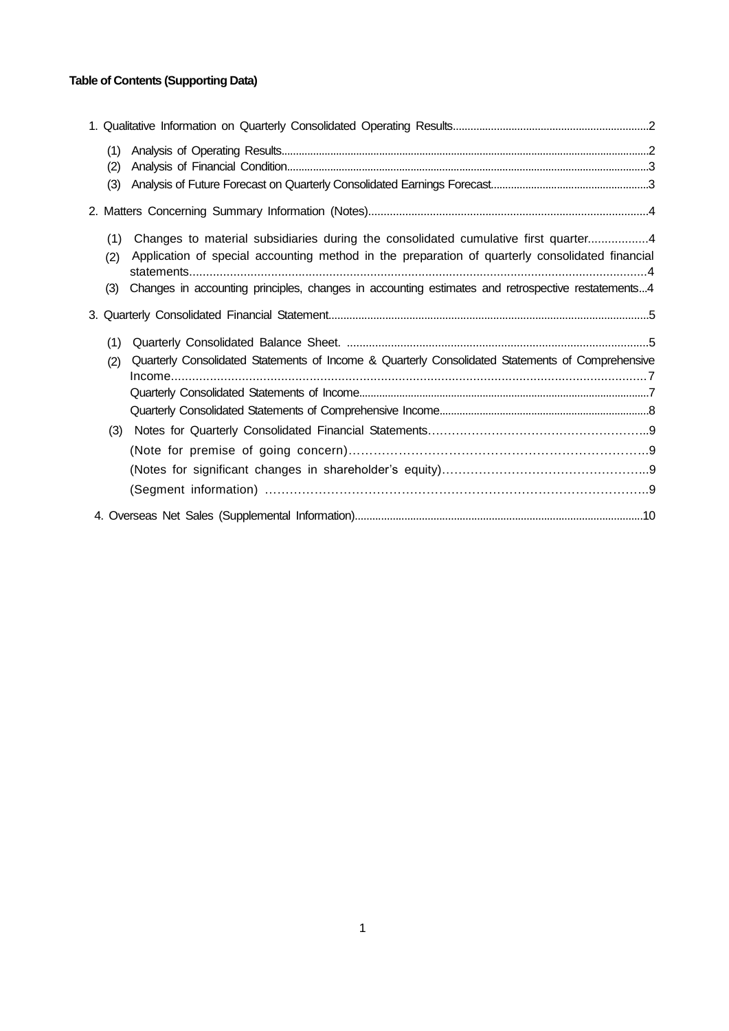**Table of Contents (Supporting Data)**

1. Qualitative Information on Quarterly Consolidated Operating Results..................................................................2
   - (1) Analysis of Operating Results.............................................................................................................................2
   - (2) Analysis of Financial Condition...........................................................................................................................3
   - (3) Analysis of Future Forecast on Quarterly Consolidated Earnings Forecast......................................................3
2. Matters Concerning Summary Information (Notes)...........................................................................................4
   - (1) Changes to material subsidiaries during the consolidated cumulative first quarter.................4
   - (2) Application of special accounting method in the preparation of quarterly consolidated financial statements...................................................................................................................................4
   - (3) Changes in accounting principles, changes in accounting estimates and retrospective restatements...4
3. Quarterly Consolidated Financial Statement...........................................................................................................5
   - (1) Quarterly Consolidated Balance Sheet. ..............................................................................................5
   - (2) Quarterly Consolidated Statements of Income & Quarterly Consolidated Statements of Comprehensive Income.....................................................................................................................................7
     - Quarterly Consolidated Statements of Income...................................................................................................7
     - Quarterly Consolidated Statements of Comprehensive Income........................................................................8
   - (3) Notes for Quarterly Consolidated Financial Statements……………………………………………..9
     - (Note for premise of going concern)…………………………………………………………………9
     - (Notes for significant changes in shareholder's equity)…………………………………………..9
     - (Segment information) ……………………………………………………………………………….9
4. Overseas Net Sales (Supplemental Information)..................................................................................................10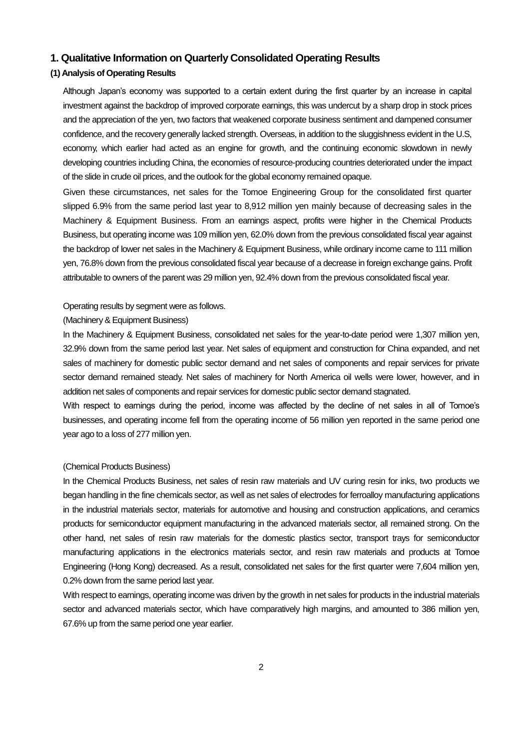## 1. Qualitative Information on Quarterly Consolidated Operating Results

### (1) Analysis of Operating Results

Although Japan's economy was supported to a certain extent during the first quarter by an increase in capital investment against the backdrop of improved corporate earnings, this was undercut by a sharp drop in stock prices and the appreciation of the yen, two factors that weakened corporate business sentiment and dampened consumer confidence, and the recovery generally lacked strength. Overseas, in addition to the sluggishness evident in the U.S, economy, which earlier had acted as an engine for growth, and the continuing economic slowdown in newly developing countries including China, the economies of resource-producing countries deteriorated under the impact of the slide in crude oil prices, and the outlook for the global economy remained opaque.

Given these circumstances, net sales for the Tomoe Engineering Group for the consolidated first quarter slipped 6.9% from the same period last year to 8,912 million yen mainly because of decreasing sales in the Machinery & Equipment Business. From an earnings aspect, profits were higher in the Chemical Products Business, but operating income was 109 million yen, 62.0% down from the previous consolidated fiscal year against the backdrop of lower net sales in the Machinery & Equipment Business, while ordinary income came to 111 million yen, 76.8% down from the previous consolidated fiscal year because of a decrease in foreign exchange gains. Profit attributable to owners of the parent was 29 million yen, 92.4% down from the previous consolidated fiscal year.

Operating results by segment were as follows.

(Machinery & Equipment Business)

In the Machinery & Equipment Business, consolidated net sales for the year-to-date period were 1,307 million yen, 32.9% down from the same period last year. Net sales of equipment and construction for China expanded, and net sales of machinery for domestic public sector demand and net sales of components and repair services for private sector demand remained steady. Net sales of machinery for North America oil wells were lower, however, and in addition net sales of components and repair services for domestic public sector demand stagnated.

With respect to earnings during the period, income was affected by the decline of net sales in all of Tomoe's businesses, and operating income fell from the operating income of 56 million yen reported in the same period one year ago to a loss of 277 million yen.

(Chemical Products Business)

In the Chemical Products Business, net sales of resin raw materials and UV curing resin for inks, two products we began handling in the fine chemicals sector, as well as net sales of electrodes for ferroalloy manufacturing applications in the industrial materials sector, materials for automotive and housing and construction applications, and ceramics products for semiconductor equipment manufacturing in the advanced materials sector, all remained strong. On the other hand, net sales of resin raw materials for the domestic plastics sector, transport trays for semiconductor manufacturing applications in the electronics materials sector, and resin raw materials and products at Tomoe Engineering (Hong Kong) decreased. As a result, consolidated net sales for the first quarter were 7,604 million yen, 0.2% down from the same period last year.

With respect to earnings, operating income was driven by the growth in net sales for products in the industrial materials sector and advanced materials sector, which have comparatively high margins, and amounted to 386 million yen, 67.6% up from the same period one year earlier.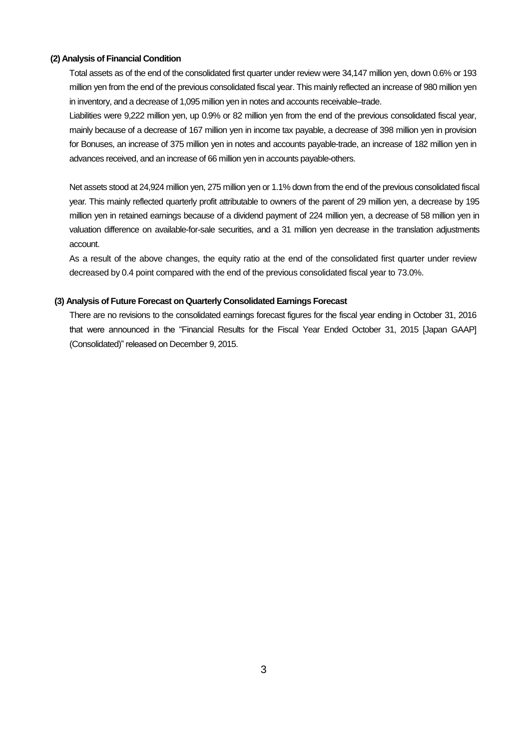### (2) Analysis of Financial Condition

Total assets as of the end of the consolidated first quarter under review were 34,147 million yen, down 0.6% or 193 million yen from the end of the previous consolidated fiscal year. This mainly reflected an increase of 980 million yen in inventory, and a decrease of 1,095 million yen in notes and accounts receivable–trade.

Liabilities were 9,222 million yen, up 0.9% or 82 million yen from the end of the previous consolidated fiscal year, mainly because of a decrease of 167 million yen in income tax payable, a decrease of 398 million yen in provision for Bonuses, an increase of 375 million yen in notes and accounts payable-trade, an increase of 182 million yen in advances received, and an increase of 66 million yen in accounts payable-others.

Net assets stood at 24,924 million yen, 275 million yen or 1.1% down from the end of the previous consolidated fiscal year. This mainly reflected quarterly profit attributable to owners of the parent of 29 million yen, a decrease by 195 million yen in retained earnings because of a dividend payment of 224 million yen, a decrease of 58 million yen in valuation difference on available-for-sale securities, and a 31 million yen decrease in the translation adjustments account.

As a result of the above changes, the equity ratio at the end of the consolidated first quarter under review decreased by 0.4 point compared with the end of the previous consolidated fiscal year to 73.0%.

### (3) Analysis of Future Forecast on Quarterly Consolidated Earnings Forecast

There are no revisions to the consolidated earnings forecast figures for the fiscal year ending in October 31, 2016 that were announced in the "Financial Results for the Fiscal Year Ended October 31, 2015 [Japan GAAP] (Consolidated)" released on December 9, 2015.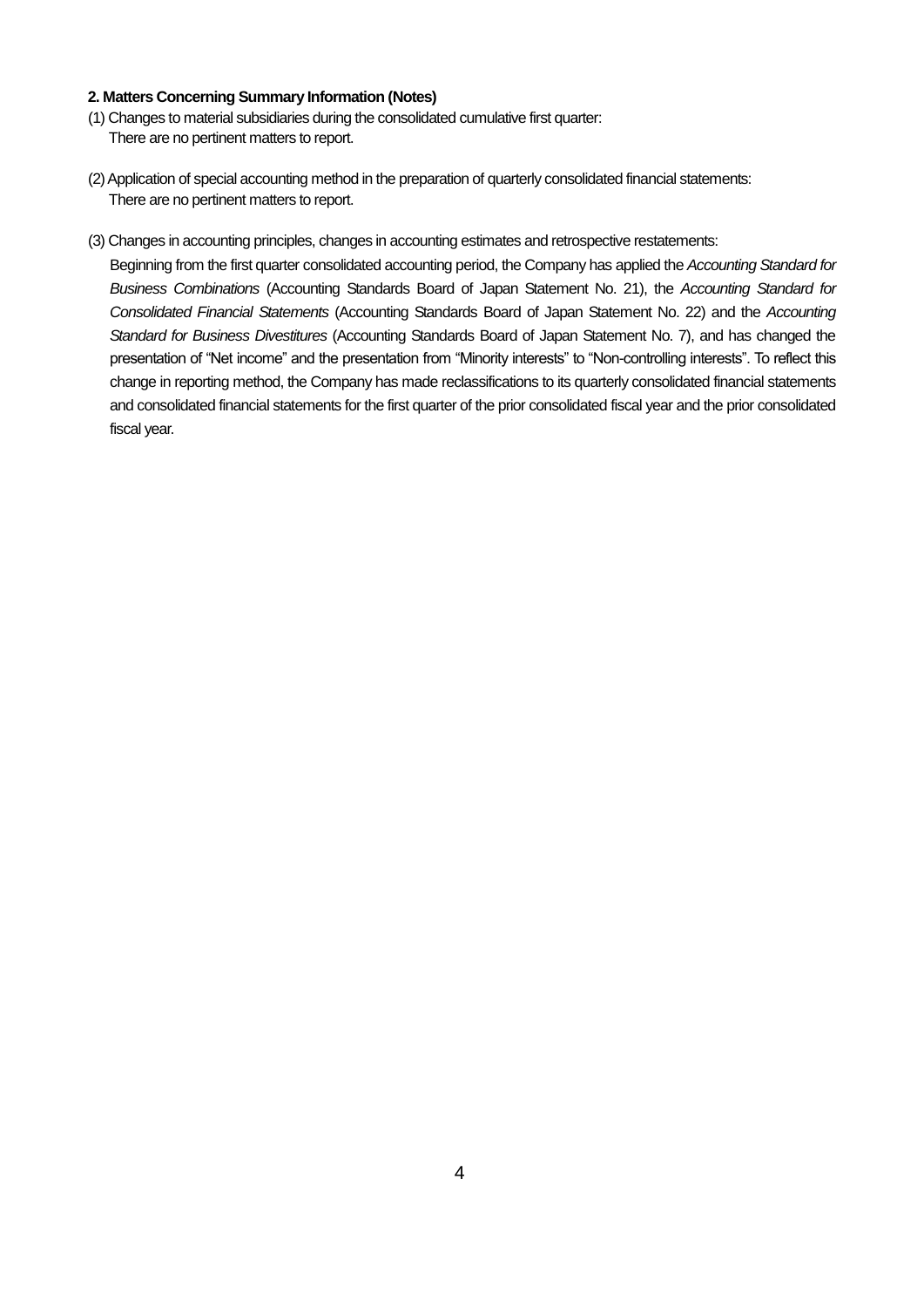**2. Matters Concerning Summary Information (Notes)**

(1) Changes to material subsidiaries during the consolidated cumulative first quarter:
There are no pertinent matters to report.

(2) Application of special accounting method in the preparation of quarterly consolidated financial statements:
There are no pertinent matters to report.

(3) Changes in accounting principles, changes in accounting estimates and retrospective restatements:
Beginning from the first quarter consolidated accounting period, the Company has applied the *Accounting Standard for Business Combinations* (Accounting Standards Board of Japan Statement No. 21), the *Accounting Standard for Consolidated Financial Statements* (Accounting Standards Board of Japan Statement No. 22) and the *Accounting Standard for Business Divestitures* (Accounting Standards Board of Japan Statement No. 7), and has changed the presentation of "Net income" and the presentation from "Minority interests" to "Non-controlling interests". To reflect this change in reporting method, the Company has made reclassifications to its quarterly consolidated financial statements and consolidated financial statements for the first quarter of the prior consolidated fiscal year and the prior consolidated fiscal year.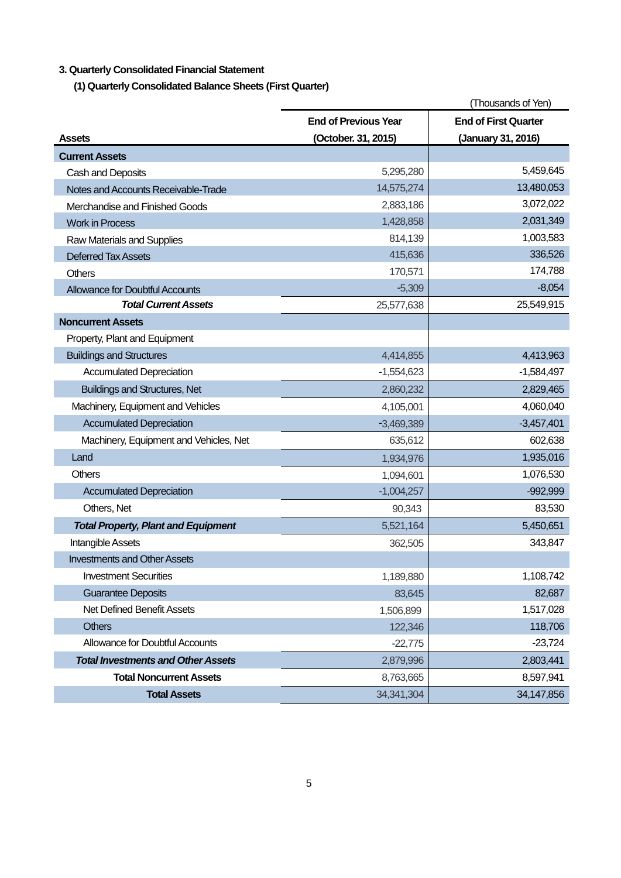### 3. Quarterly Consolidated Financial Statement

#### (1) Quarterly Consolidated Balance Sheets (First Quarter)

(Thousands of Yen)

| Assets | End of Previous Year (October. 31, 2015) | End of First Quarter (January 31, 2016) |
|---|---|---|
| **Current Assets** | | |
| Cash and Deposits | 5,295,280 | 5,459,645 |
| Notes and Accounts Receivable-Trade | 14,575,274 | 13,480,053 |
| Merchandise and Finished Goods | 2,883,186 | 3,072,022 |
| Work in Process | 1,428,858 | 2,031,349 |
| Raw Materials and Supplies | 814,139 | 1,003,583 |
| Deferred Tax Assets | 415,636 | 336,526 |
| Others | 170,571 | 174,788 |
| Allowance for Doubtful Accounts | -5,309 | -8,054 |
| ***Total Current Assets*** | 25,577,638 | 25,549,915 |
| **Noncurrent Assets** | | |
| Property, Plant and Equipment | | |
| Buildings and Structures | 4,414,855 | 4,413,963 |
| Accumulated Depreciation | -1,554,623 | -1,584,497 |
| Buildings and Structures, Net | 2,860,232 | 2,829,465 |
| Machinery, Equipment and Vehicles | 4,105,001 | 4,060,040 |
| Accumulated Depreciation | -3,469,389 | -3,457,401 |
| Machinery, Equipment and Vehicles, Net | 635,612 | 602,638 |
| Land | 1,934,976 | 1,935,016 |
| Others | 1,094,601 | 1,076,530 |
| Accumulated Depreciation | -1,004,257 | -992,999 |
| Others, Net | 90,343 | 83,530 |
| ***Total Property, Plant and Equipment*** | 5,521,164 | 5,450,651 |
| Intangible Assets | 362,505 | 343,847 |
| Investments and Other Assets | | |
| Investment Securities | 1,189,880 | 1,108,742 |
| Guarantee Deposits | 83,645 | 82,687 |
| Net Defined Benefit Assets | 1,506,899 | 1,517,028 |
| Others | 122,346 | 118,706 |
| Allowance for Doubtful Accounts | -22,775 | -23,724 |
| ***Total Investments and Other Assets*** | 2,879,996 | 2,803,441 |
| **Total Noncurrent Assets** | 8,763,665 | 8,597,941 |
| **Total Assets** | 34,341,304 | 34,147,856 |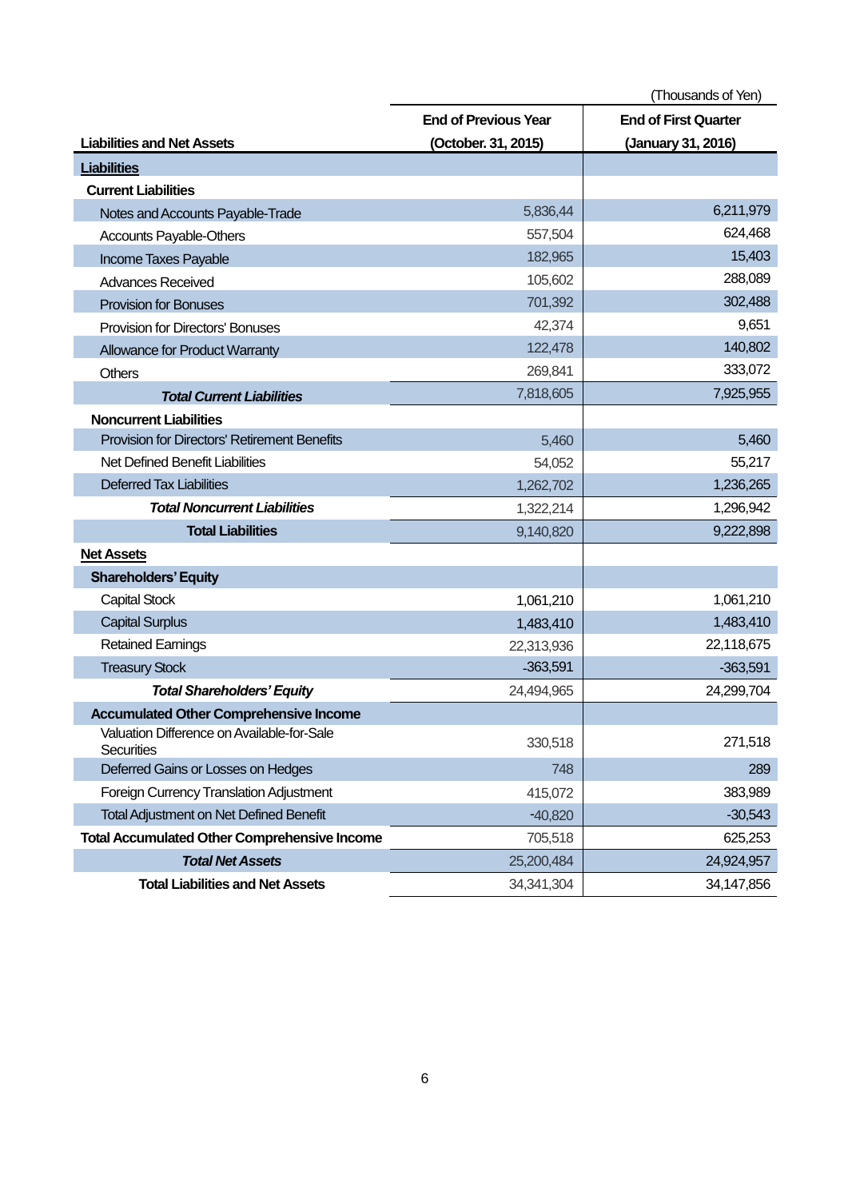(Thousands of Yen)

| Liabilities and Net Assets | End of Previous Year (October. 31, 2015) | End of First Quarter (January 31, 2016) |
|---|---|---|
| **Liabilities** | | |
| **Current Liabilities** | | |
| Notes and Accounts Payable-Trade | 5,836,44 | 6,211,979 |
| Accounts Payable-Others | 557,504 | 624,468 |
| Income Taxes Payable | 182,965 | 15,403 |
| Advances Received | 105,602 | 288,089 |
| Provision for Bonuses | 701,392 | 302,488 |
| Provision for Directors' Bonuses | 42,374 | 9,651 |
| Allowance for Product Warranty | 122,478 | 140,802 |
| Others | 269,841 | 333,072 |
| ***Total Current Liabilities*** | 7,818,605 | 7,925,955 |
| **Noncurrent Liabilities** | | |
| Provision for Directors' Retirement Benefits | 5,460 | 5,460 |
| Net Defined Benefit Liabilities | 54,052 | 55,217 |
| Deferred Tax Liabilities | 1,262,702 | 1,236,265 |
| ***Total Noncurrent Liabilities*** | 1,322,214 | 1,296,942 |
| **Total Liabilities** | 9,140,820 | 9,222,898 |
| **Net Assets** | | |
| **Shareholders' Equity** | | |
| Capital Stock | 1,061,210 | 1,061,210 |
| Capital Surplus | 1,483,410 | 1,483,410 |
| Retained Earnings | 22,313,936 | 22,118,675 |
| Treasury Stock | -363,591 | -363,591 |
| ***Total Shareholders' Equity*** | 24,494,965 | 24,299,704 |
| **Accumulated Other Comprehensive Income** | | |
| Valuation Difference on Available-for-Sale Securities | 330,518 | 271,518 |
| Deferred Gains or Losses on Hedges | 748 | 289 |
| Foreign Currency Translation Adjustment | 415,072 | 383,989 |
| Total Adjustment on Net Defined Benefit | -40,820 | -30,543 |
| **Total Accumulated Other Comprehensive Income** | 705,518 | 625,253 |
| ***Total Net Assets*** | 25,200,484 | 24,924,957 |
| **Total Liabilities and Net Assets** | 34,341,304 | 34,147,856 |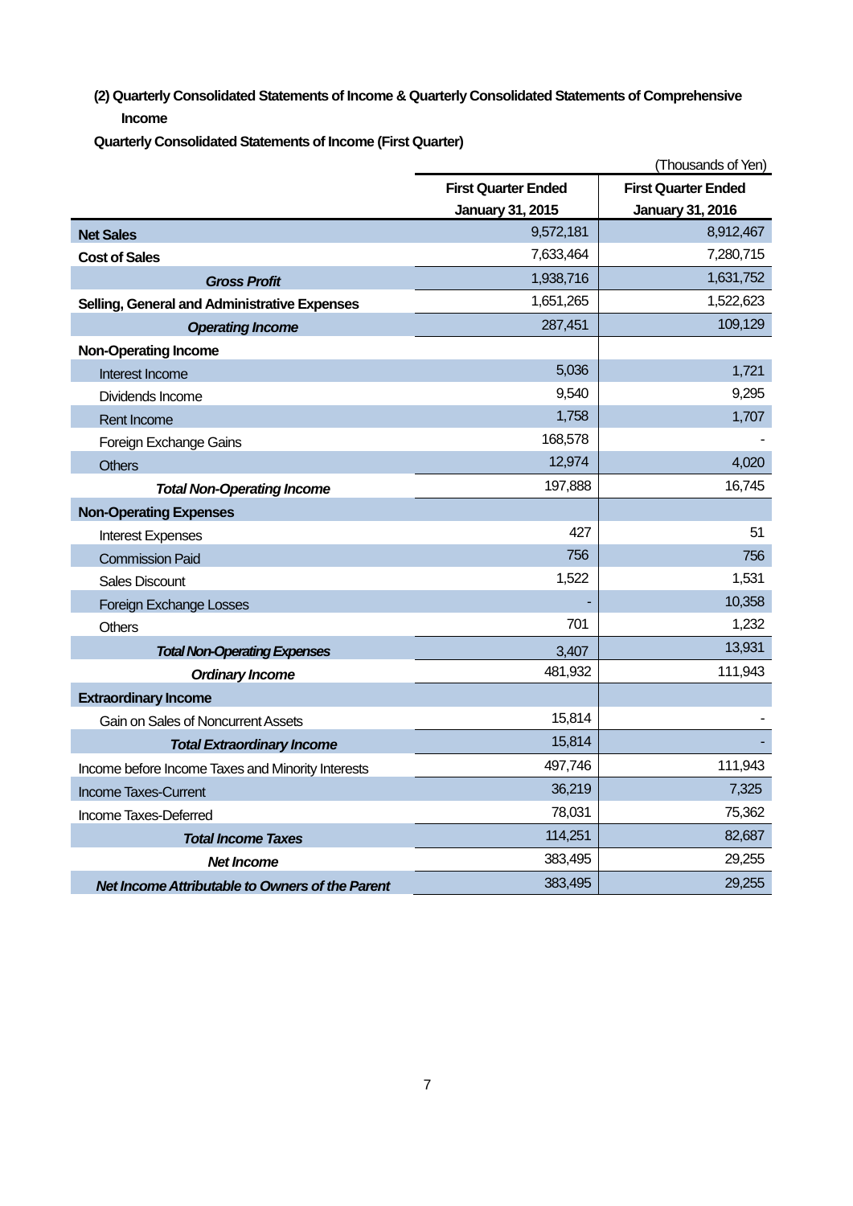**(2) Quarterly Consolidated Statements of Income & Quarterly Consolidated Statements of Comprehensive Income**

**Quarterly Consolidated Statements of Income (First Quarter)**

(Thousands of Yen)

| | First Quarter Ended January 31, 2015 | First Quarter Ended January 31, 2016 |
|---|---|---|
| **Net Sales** | 9,572,181 | 8,912,467 |
| **Cost of Sales** | 7,633,464 | 7,280,715 |
| ***Gross Profit*** | 1,938,716 | 1,631,752 |
| **Selling, General and Administrative Expenses** | 1,651,265 | 1,522,623 |
| ***Operating Income*** | 287,451 | 109,129 |
| **Non-Operating Income** | | |
| Interest Income | 5,036 | 1,721 |
| Dividends Income | 9,540 | 9,295 |
| Rent Income | 1,758 | 1,707 |
| Foreign Exchange Gains | 168,578 | - |
| Others | 12,974 | 4,020 |
| ***Total Non-Operating Income*** | 197,888 | 16,745 |
| **Non-Operating Expenses** | | |
| Interest Expenses | 427 | 51 |
| Commission Paid | 756 | 756 |
| Sales Discount | 1,522 | 1,531 |
| Foreign Exchange Losses | - | 10,358 |
| Others | 701 | 1,232 |
| ***Total Non-Operating Expenses*** | 3,407 | 13,931 |
| ***Ordinary Income*** | 481,932 | 111,943 |
| **Extraordinary Income** | | |
| Gain on Sales of Noncurrent Assets | 15,814 | - |
| ***Total Extraordinary Income*** | 15,814 | - |
| Income before Income Taxes and Minority Interests | 497,746 | 111,943 |
| Income Taxes-Current | 36,219 | 7,325 |
| Income Taxes-Deferred | 78,031 | 75,362 |
| ***Total Income Taxes*** | 114,251 | 82,687 |
| ***Net Income*** | 383,495 | 29,255 |
| ***Net Income Attributable to Owners of the Parent*** | 383,495 | 29,255 |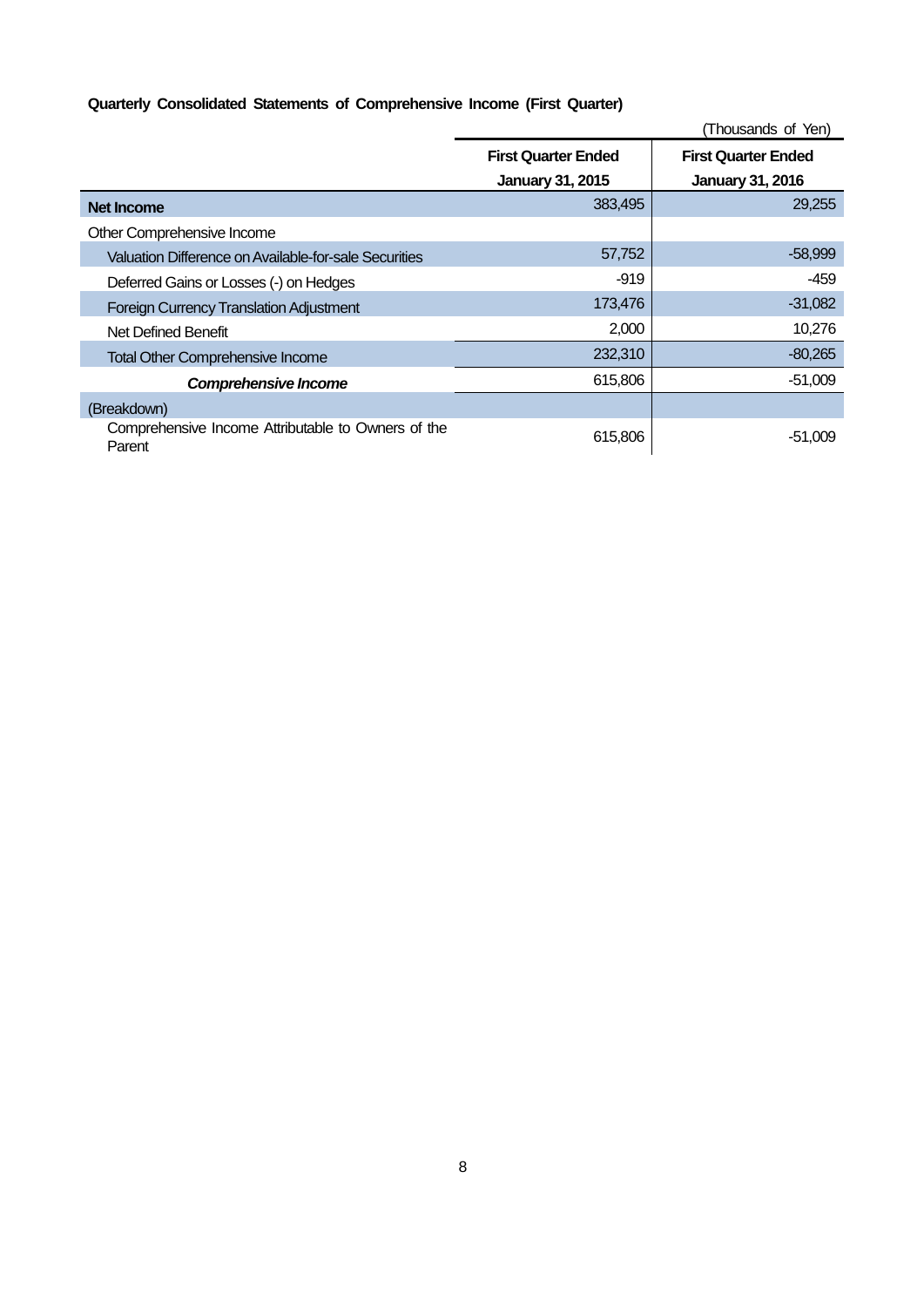**Quarterly Consolidated Statements of Comprehensive Income (First Quarter)**

(Thousands of Yen)

| | First Quarter Ended January 31, 2015 | First Quarter Ended January 31, 2016 |
|---|---|---|
| **Net Income** | 383,495 | 29,255 |
| Other Comprehensive Income | | |
| Valuation Difference on Available-for-sale Securities | 57,752 | -58,999 |
| Deferred Gains or Losses (-) on Hedges | -919 | -459 |
| Foreign Currency Translation Adjustment | 173,476 | -31,082 |
| Net Defined Benefit | 2,000 | 10,276 |
| Total Other Comprehensive Income | 232,310 | -80,265 |
| ***Comprehensive Income*** | 615,806 | -51,009 |
| (Breakdown) | | |
| Comprehensive Income Attributable to Owners of the Parent | 615,806 | -51,009 |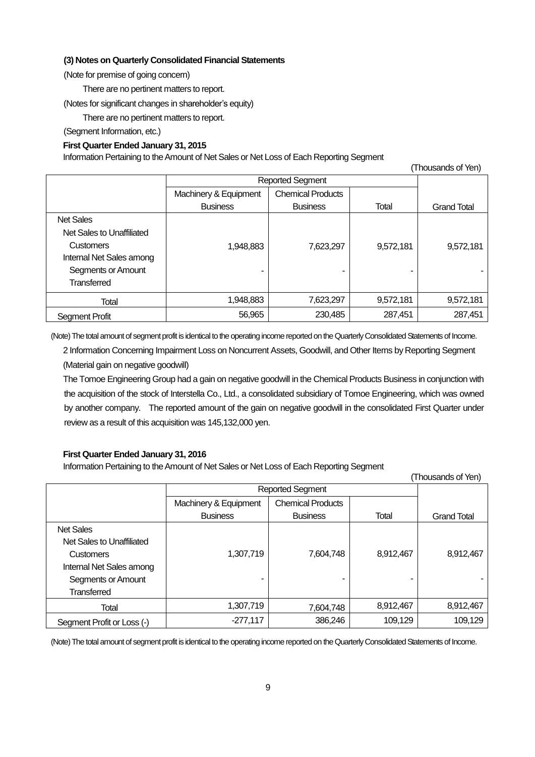### (3) Notes on Quarterly Consolidated Financial Statements

(Note for premise of going concern)

There are no pertinent matters to report.

(Notes for significant changes in shareholder's equity)

There are no pertinent matters to report.

(Segment Information, etc.)

**First Quarter Ended January 31, 2015**

Information Pertaining to the Amount of Net Sales or Net Loss of Each Reporting Segment

(Thousands of Yen)

| | Reported Segment | | | |
|---|---|---|---|---|
| | Machinery & Equipment Business | Chemical Products Business | Total | Grand Total |
| Net Sales | | | | |
| Net Sales to Unaffiliated Customers | 1,948,883 | 7,623,297 | 9,572,181 | 9,572,181 |
| Internal Net Sales among Segments or Amount Transferred | - | - | - | - |
| Total | 1,948,883 | 7,623,297 | 9,572,181 | 9,572,181 |
| Segment Profit | 56,965 | 230,485 | 287,451 | 287,451 |

(Note) The total amount of segment profit is identical to the operating income reported on the Quarterly Consolidated Statements of Income.

2 Information Concerning Impairment Loss on Noncurrent Assets, Goodwill, and Other Items by Reporting Segment

(Material gain on negative goodwill)

The Tomoe Engineering Group had a gain on negative goodwill in the Chemical Products Business in conjunction with the acquisition of the stock of Interstella Co., Ltd., a consolidated subsidiary of Tomoe Engineering, which was owned by another company. The reported amount of the gain on negative goodwill in the consolidated First Quarter under review as a result of this acquisition was 145,132,000 yen.

**First Quarter Ended January 31, 2016**

Information Pertaining to the Amount of Net Sales or Net Loss of Each Reporting Segment

(Thousands of Yen)

| | Reported Segment | | | |
|---|---|---|---|---|
| | Machinery & Equipment Business | Chemical Products Business | Total | Grand Total |
| Net Sales | | | | |
| Net Sales to Unaffiliated Customers | 1,307,719 | 7,604,748 | 8,912,467 | 8,912,467 |
| Internal Net Sales among Segments or Amount Transferred | - | - | - | - |
| Total | 1,307,719 | 7,604,748 | 8,912,467 | 8,912,467 |
| Segment Profit or Loss (-) | -277,117 | 386,246 | 109,129 | 109,129 |

(Note) The total amount of segment profit is identical to the operating income reported on the Quarterly Consolidated Statements of Income.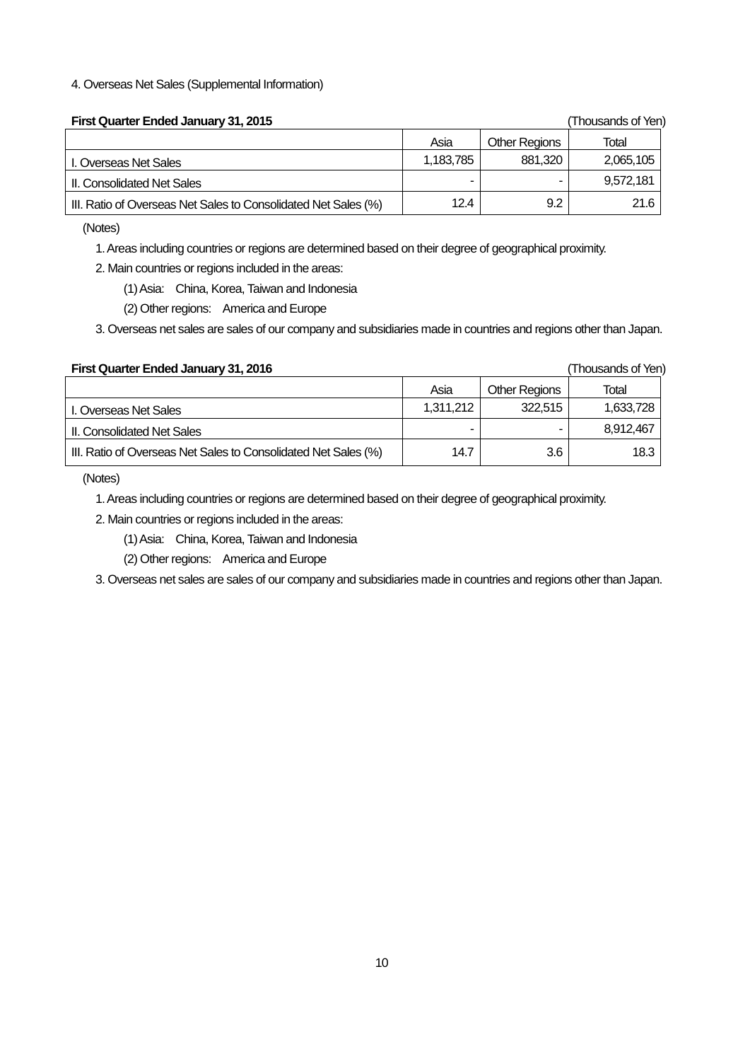4. Overseas Net Sales (Supplemental Information)

**First Quarter Ended January 31, 2015** (Thousands of Yen)

| | Asia | Other Regions | Total |
|---|---|---|---|
| I. Overseas Net Sales | 1,183,785 | 881,320 | 2,065,105 |
| II. Consolidated Net Sales | - | - | 9,572,181 |
| III. Ratio of Overseas Net Sales to Consolidated Net Sales (%) | 12.4 | 9.2 | 21.6 |

(Notes)

1. Areas including countries or regions are determined based on their degree of geographical proximity.
2. Main countries or regions included in the areas:
   (1) Asia: China, Korea, Taiwan and Indonesia
   (2) Other regions: America and Europe
3. Overseas net sales are sales of our company and subsidiaries made in countries and regions other than Japan.

**First Quarter Ended January 31, 2016** (Thousands of Yen)

| | Asia | Other Regions | Total |
|---|---|---|---|
| I. Overseas Net Sales | 1,311,212 | 322,515 | 1,633,728 |
| II. Consolidated Net Sales | - | - | 8,912,467 |
| III. Ratio of Overseas Net Sales to Consolidated Net Sales (%) | 14.7 | 3.6 | 18.3 |

(Notes)

1. Areas including countries or regions are determined based on their degree of geographical proximity.
2. Main countries or regions included in the areas:
   (1) Asia: China, Korea, Taiwan and Indonesia
   (2) Other regions: America and Europe
3. Overseas net sales are sales of our company and subsidiaries made in countries and regions other than Japan.